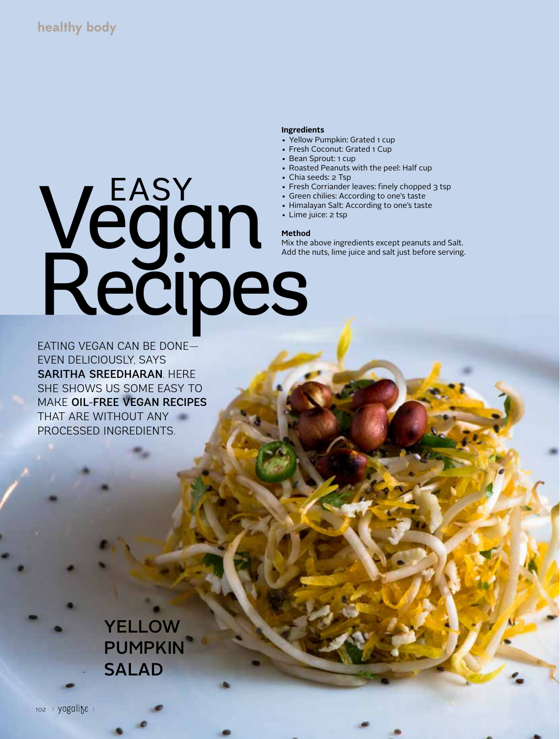# EASY Vegan Recipes

EATING VEGAN CAN BE DONE—EVEN DELICIOUSLY, SAYS **SARITHA SREEDHARAN**. HERE SHE SHOWS US SOME EASY TO MAKE **OIL-FREE VEGAN RECIPES** THAT ARE WITHOUT ANY PROCESSED INGREDIENTS.

## YELLOW PUMPKIN SALAD

**Ingredients**

- Yellow Pumpkin: Grated 1 cup
- Fresh Coconut: Grated 1 Cup
- Bean Sprout: 1 cup
- Roasted Peanuts with the peel: Half cup
- Chia seeds: 2 Tsp
- Fresh Corriander leaves: finely chopped 3 tsp
- Green chilies: According to one's taste
- Himalayan Salt: According to one's taste
- Lime juice: 2 tsp

**Method**

Mix the above ingredients except peanuts and Salt. Add the nuts, lime juice and salt just before serving.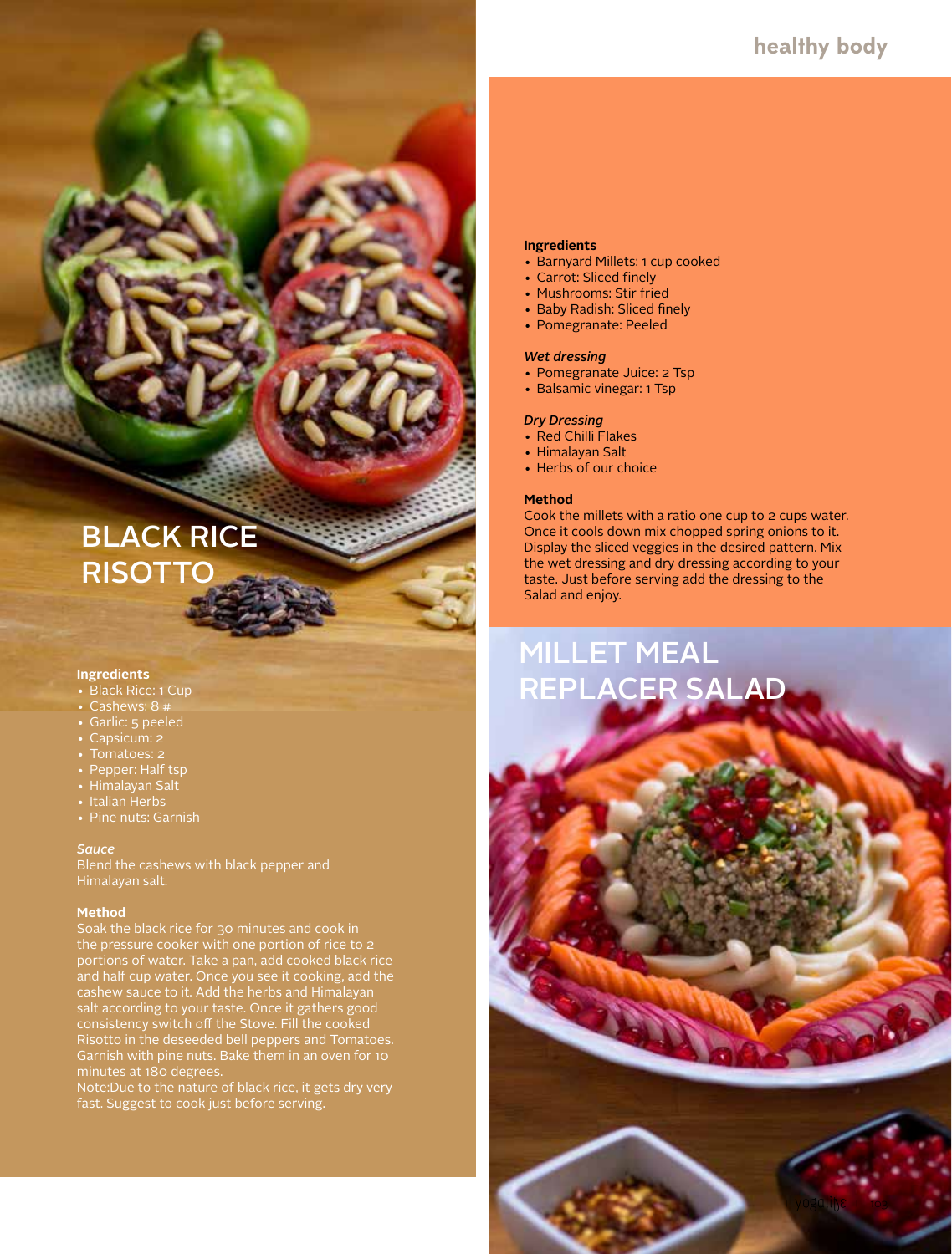# BLACK RICE RISOTTO

**Ingredients**
- Black Rice: 1 Cup
- Cashews: 8 #
- Garlic: 5 peeled
- Capsicum: 2
- Tomatoes: 2
- Pepper: Half tsp
- Himalayan Salt
- Italian Herbs
- Pine nuts: Garnish

***Sauce***

Blend the cashews with black pepper and Himalayan salt.

**Method**

Soak the black rice for 30 minutes and cook in the pressure cooker with one portion of rice to 2 portions of water. Take a pan, add cooked black rice and half cup water. Once you see it cooking, add the cashew sauce to it. Add the herbs and Himalayan salt according to your taste. Once it gathers good consistency switch off the Stove. Fill the cooked Risotto in the deseeded bell peppers and Tomatoes. Garnish with pine nuts. Bake them in an oven for 10 minutes at 180 degrees.

Note:Due to the nature of black rice, it gets dry very fast. Suggest to cook just before serving.

# MILLET MEAL REPLACER SALAD

**Ingredients**
- Barnyard Millets: 1 cup cooked
- Carrot: Sliced finely
- Mushrooms: Stir fried
- Baby Radish: Sliced finely
- Pomegranate: Peeled

***Wet dressing***
- Pomegranate Juice: 2 Tsp
- Balsamic vinegar: 1 Tsp

***Dry Dressing***
- Red Chilli Flakes
- Himalayan Salt
- Herbs of our choice

**Method**

Cook the millets with a ratio one cup to 2 cups water. Once it cools down mix chopped spring onions to it. Display the sliced veggies in the desired pattern. Mix the wet dressing and dry dressing according to your taste. Just before serving add the dressing to the Salad and enjoy.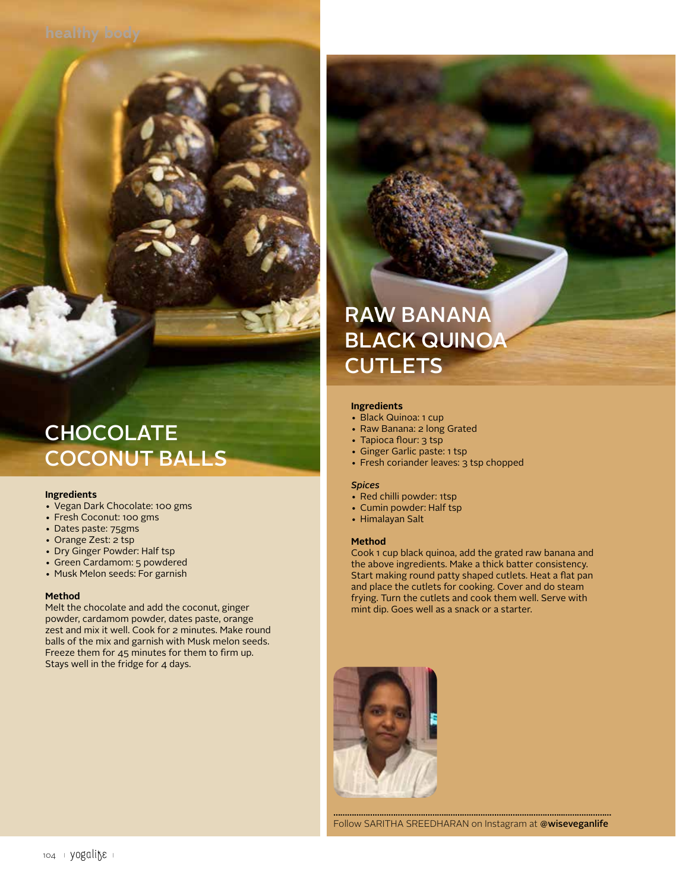## CHOCOLATE COCONUT BALLS

**Ingredients**

- Vegan Dark Chocolate: 100 gms
- Fresh Coconut: 100 gms
- Dates paste: 75gms
- Orange Zest: 2 tsp
- Dry Ginger Powder: Half tsp
- Green Cardamom: 5 powdered
- Musk Melon seeds: For garnish

**Method**

Melt the chocolate and add the coconut, ginger powder, cardamom powder, dates paste, orange zest and mix it well. Cook for 2 minutes. Make round balls of the mix and garnish with Musk melon seeds. Freeze them for 45 minutes for them to firm up. Stays well in the fridge for 4 days.

## RAW BANANA BLACK QUINOA CUTLETS

**Ingredients**

- Black Quinoa: 1 cup
- Raw Banana: 2 long Grated
- Tapioca flour: 3 tsp
- Ginger Garlic paste: 1 tsp
- Fresh coriander leaves: 3 tsp chopped

*Spices*

- Red chilli powder: 1tsp
- Cumin powder: Half tsp
- Himalayan Salt

**Method**

Cook 1 cup black quinoa, add the grated raw banana and the above ingredients. Make a thick batter consistency. Start making round patty shaped cutlets. Heat a flat pan and place the cutlets for cooking. Cover and do steam frying. Turn the cutlets and cook them well. Serve with mint dip. Goes well as a snack or a starter.

Follow SARITHA SREEDHARAN on Instagram at **@wiseveganlife**